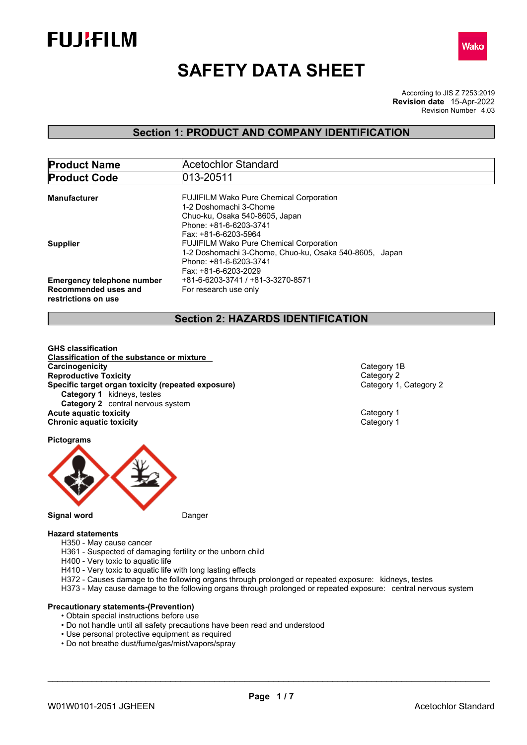FUJIFILM

Wako

# SAFETY DATA SHEET

According to JIS Z 7253:2019
**Revision date** 15-Apr-2022
Revision Number 4.03

## Section 1: PRODUCT AND COMPANY IDENTIFICATION

| | |
|---|---|
| **Product Name** | Acetochlor Standard |
| **Product Code** | 013-20511 |

**Manufacturer**
FUJIFILM Wako Pure Chemical Corporation
1-2 Doshomachi 3-Chome
Chuo-ku, Osaka 540-8605, Japan
Phone: +81-6-6203-3741
Fax: +81-6-6203-5964

**Supplier**
FUJIFILM Wako Pure Chemical Corporation
1-2 Doshomachi 3-Chome, Chuo-ku, Osaka 540-8605, Japan
Phone: +81-6-6203-3741
Fax: +81-6-6203-2029

**Emergency telephone number** +81-6-6203-3741 / +81-3-3270-8571

**Recommended uses and restrictions on use** For research use only

## Section 2: HAZARDS IDENTIFICATION

**GHS classification**

**Classification of the substance or mixture**

| | |
|---|---|
| **Carcinogenicity** | Category 1B |
| **Reproductive Toxicity** | Category 2 |
| **Specific target organ toxicity (repeated exposure)** | Category 1, Category 2 |
| **Category 1** kidneys, testes | |
| **Category 2** central nervous system | |
| **Acute aquatic toxicity** | Category 1 |
| **Chronic aquatic toxicity** | Category 1 |

**Pictograms**

**Signal word** Danger

**Hazard statements**

H350 - May cause cancer
H361 - Suspected of damaging fertility or the unborn child
H400 - Very toxic to aquatic life
H410 - Very toxic to aquatic life with long lasting effects
H372 - Causes damage to the following organs through prolonged or repeated exposure: kidneys, testes
H373 - May cause damage to the following organs through prolonged or repeated exposure: central nervous system

**Precautionary statements-(Prevention)**

- Obtain special instructions before use
- Do not handle until all safety precautions have been read and understood
- Use personal protective equipment as required
- Do not breathe dust/fume/gas/mist/vapors/spray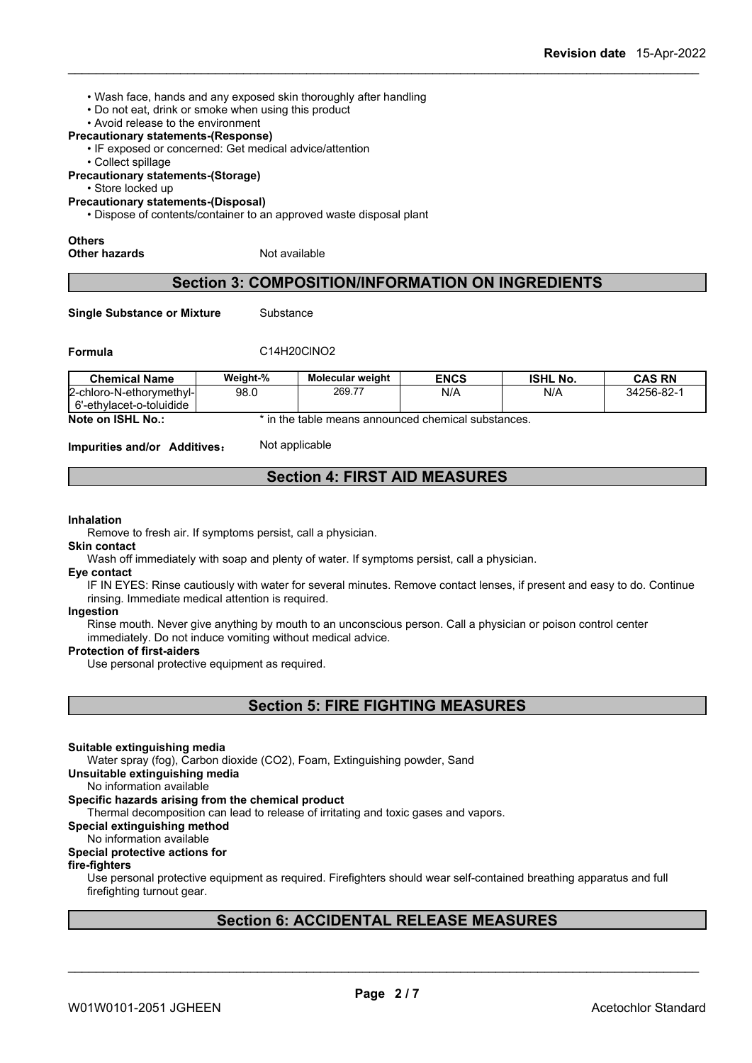- Wash face, hands and any exposed skin thoroughly after handling
- Do not eat, drink or smoke when using this product
- Avoid release to the environment

**Precautionary statements-(Response)**

- IF exposed or concerned: Get medical advice/attention
- Collect spillage

**Precautionary statements-(Storage)**

- Store locked up

**Precautionary statements-(Disposal)**

- Dispose of contents/container to an approved waste disposal plant

**Others**

**Other hazards** Not available

## Section 3: COMPOSITION/INFORMATION ON INGREDIENTS

**Single Substance or Mixture** Substance

**Formula** C14H20ClNO2

| Chemical Name | Weight-% | Molecular weight | ENCS | ISHL No. | CAS RN |
|---|---|---|---|---|---|
| 2-chloro-N-ethorymethyl-6'-ethylacet-o-toluidide | 98.0 | 269.77 | N/A | N/A | 34256-82-1 |

**Note on ISHL No.:** * in the table means announced chemical substances.

**Impurities and/or Additives:** Not applicable

## Section 4: FIRST AID MEASURES

**Inhalation**

Remove to fresh air. If symptoms persist, call a physician.

**Skin contact**

Wash off immediately with soap and plenty of water. If symptoms persist, call a physician.

**Eye contact**

IF IN EYES: Rinse cautiously with water for several minutes. Remove contact lenses, if present and easy to do. Continue rinsing. Immediate medical attention is required.

**Ingestion**

Rinse mouth. Never give anything by mouth to an unconscious person. Call a physician or poison control center immediately. Do not induce vomiting without medical advice.

**Protection of first-aiders**

Use personal protective equipment as required.

## Section 5: FIRE FIGHTING MEASURES

**Suitable extinguishing media**

Water spray (fog), Carbon dioxide (CO2), Foam, Extinguishing powder, Sand

**Unsuitable extinguishing media**

No information available

**Specific hazards arising from the chemical product**

Thermal decomposition can lead to release of irritating and toxic gases and vapors.

**Special extinguishing method**

No information available

**Special protective actions for fire-fighters**

Use personal protective equipment as required. Firefighters should wear self-contained breathing apparatus and full firefighting turnout gear.

## Section 6: ACCIDENTAL RELEASE MEASURES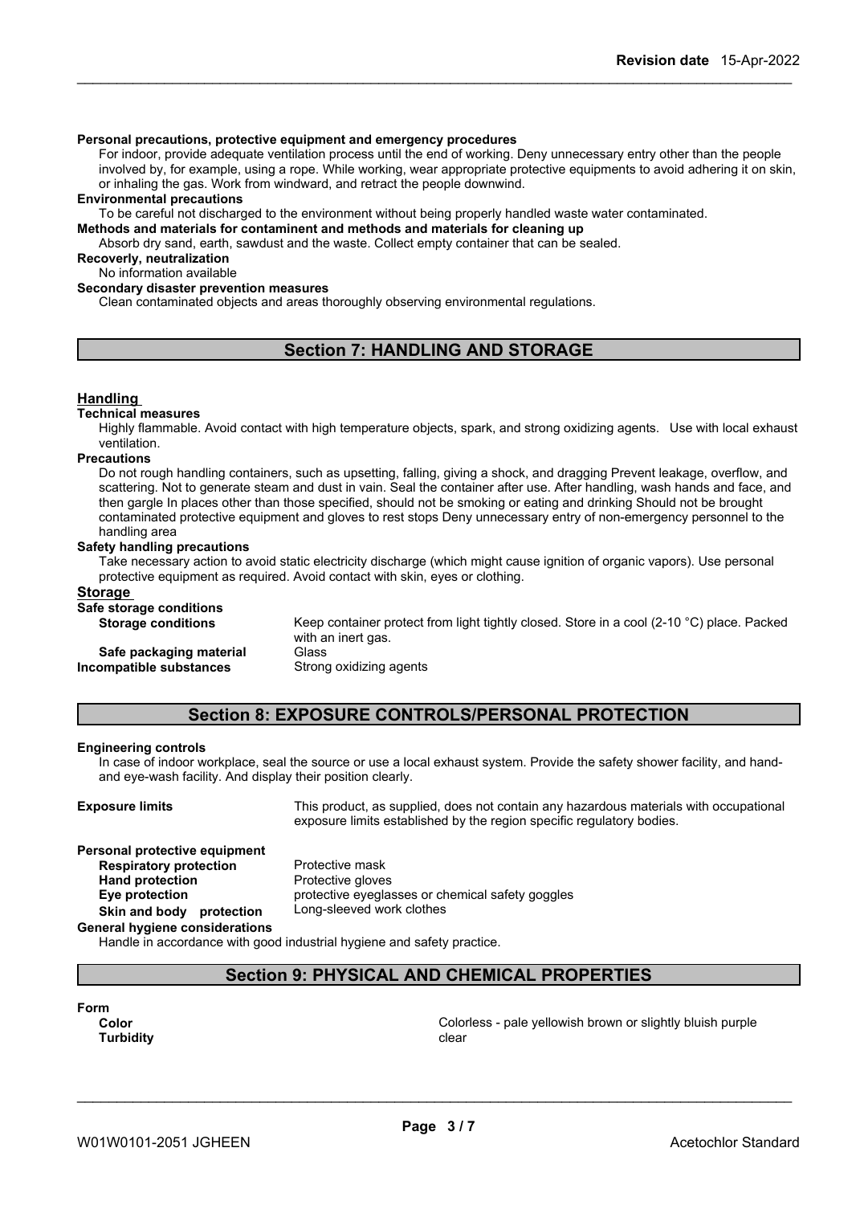**Personal precautions, protective equipment and emergency procedures**

For indoor, provide adequate ventilation process until the end of working. Deny unnecessary entry other than the people involved by, for example, using a rope. While working, wear appropriate protective equipments to avoid adhering it on skin, or inhaling the gas. Work from windward, and retract the people downwind.

**Environmental precautions**

To be careful not discharged to the environment without being properly handled waste water contaminated.

**Methods and materials for contaminent and methods and materials for cleaning up**

Absorb dry sand, earth, sawdust and the waste. Collect empty container that can be sealed.

**Recoverly, neutralization**

No information available

**Secondary disaster prevention measures**

Clean contaminated objects and areas thoroughly observing environmental regulations.

## Section 7: HANDLING AND STORAGE

### Handling

**Technical measures**

Highly flammable. Avoid contact with high temperature objects, spark, and strong oxidizing agents. Use with local exhaust ventilation.

**Precautions**

Do not rough handling containers, such as upsetting, falling, giving a shock, and dragging Prevent leakage, overflow, and scattering. Not to generate steam and dust in vain. Seal the container after use. After handling, wash hands and face, and then gargle In places other than those specified, should not be smoking or eating and drinking Should not be brought contaminated protective equipment and gloves to rest stops Deny unnecessary entry of non-emergency personnel to the handling area

**Safety handling precautions**

Take necessary action to avoid static electricity discharge (which might cause ignition of organic vapors). Use personal protective equipment as required. Avoid contact with skin, eyes or clothing.

### Storage

**Safe storage conditions**

| | |
|---|---|
| **Storage conditions** | Keep container protect from light tightly closed. Store in a cool (2-10 °C) place. Packed with an inert gas. |
| **Safe packaging material** | Glass |
| **Incompatible substances** | Strong oxidizing agents |

## Section 8: EXPOSURE CONTROLS/PERSONAL PROTECTION

**Engineering controls**

In case of indoor workplace, seal the source or use a local exhaust system. Provide the safety shower facility, and hand- and eye-wash facility. And display their position clearly.

**Exposure limits** — This product, as supplied, does not contain any hazardous materials with occupational exposure limits established by the region specific regulatory bodies.

**Personal protective equipment**

| | |
|---|---|
| **Respiratory protection** | Protective mask |
| **Hand protection** | Protective gloves |
| **Eye protection** | protective eyeglasses or chemical safety goggles |
| **Skin and body protection** | Long-sleeved work clothes |

**General hygiene considerations**

Handle in accordance with good industrial hygiene and safety practice.

## Section 9: PHYSICAL AND CHEMICAL PROPERTIES

**Form**

| | |
|---|---|
| **Color** | Colorless - pale yellowish brown or slightly bluish purple |
| **Turbidity** | clear |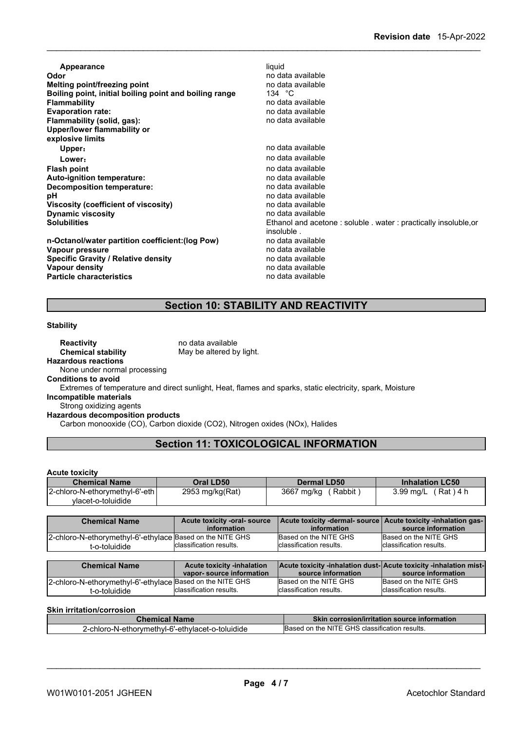| | |
|---|---|
| **Appearance** | liquid |
| **Odor** | no data available |
| **Melting point/freezing point** | no data available |
| **Boiling point, initial boiling point and boiling range** | 134 °C |
| **Flammability** | no data available |
| **Evaporation rate:** | no data available |
| **Flammability (solid, gas):** | no data available |
| **Upper/lower flammability or explosive limits** | |
| **Upper:** | no data available |
| **Lower:** | no data available |
| **Flash point** | no data available |
| **Auto-ignition temperature:** | no data available |
| **Decomposition temperature:** | no data available |
| **pH** | no data available |
| **Viscosity (coefficient of viscosity)** | no data available |
| **Dynamic viscosity** | no data available |
| **Solubilities** | Ethanol and acetone : soluble . water : practically insoluble,or insoluble . |
| **n-Octanol/water partition coefficient:(log Pow)** | no data available |
| **Vapour pressure** | no data available |
| **Specific Gravity / Relative density** | no data available |
| **Vapour density** | no data available |
| **Particle characteristics** | no data available |

## Section 10: STABILITY AND REACTIVITY

**Stability**

**Reactivity** no data available
**Chemical stability** May be altered by light.

**Hazardous reactions**
None under normal processing

**Conditions to avoid**
Extremes of temperature and direct sunlight, Heat, flames and sparks, static electricity, spark, Moisture

**Incompatible materials**
Strong oxidizing agents

**Hazardous decomposition products**
Carbon monooxide (CO), Carbon dioxide ($CO_2$), Nitrogen oxides ($NO_x$), Halides

## Section 11: TOXICOLOGICAL INFORMATION

**Acute toxicity**

| Chemical Name | Oral LD50 | Dermal LD50 | Inhalation LC50 |
|---|---|---|---|
| 2-chloro-N-ethorymethyl-6'-ethylacet-o-toluidide | 2953 mg/kg(Rat) | 3667 mg/kg ( Rabbit ) | 3.99 mg/L ( Rat ) 4 h |

| Chemical Name | Acute toxicity -oral- source information | Acute toxicity -dermal- source information | Acute toxicity -inhalation gas- source information |
|---|---|---|---|
| 2-chloro-N-ethorymethyl-6'-ethylacet-o-toluidide | Based on the NITE GHS classification results. | Based on the NITE GHS classification results. | Based on the NITE GHS classification results. |

| Chemical Name | Acute toxicity -inhalation vapor- source information | Acute toxicity -inhalation dust- source information | Acute toxicity -inhalation mist- source information |
|---|---|---|---|
| 2-chloro-N-ethorymethyl-6'-ethylacet-o-toluidide | Based on the NITE GHS classification results. | Based on the NITE GHS classification results. | Based on the NITE GHS classification results. |

**Skin irritation/corrosion**

| Chemical Name | Skin corrosion/irritation source information |
|---|---|
| 2-chloro-N-ethorymethyl-6'-ethylacet-o-toluidide | Based on the NITE GHS classification results. |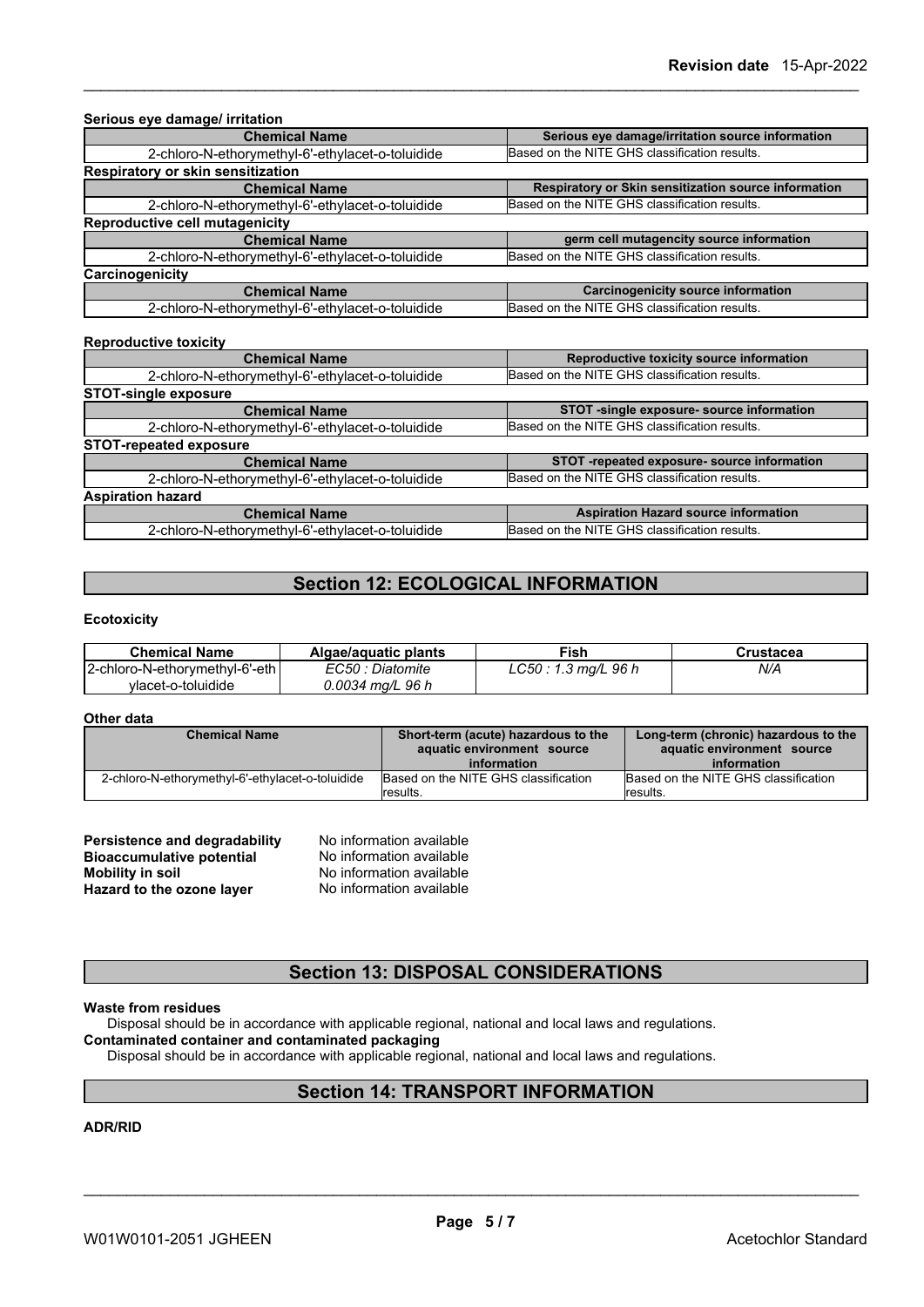**Serious eye damage/ irritation**

| Chemical Name | Serious eye damage/irritation source information |
| --- | --- |
| 2-chloro-N-ethorymethyl-6'-ethylacet-o-toluidide | Based on the NITE GHS classification results. |

**Respiratory or skin sensitization**

| Chemical Name | Respiratory or Skin sensitization source information |
| --- | --- |
| 2-chloro-N-ethorymethyl-6'-ethylacet-o-toluidide | Based on the NITE GHS classification results. |

**Reproductive cell mutagenicity**

| Chemical Name | germ cell mutagencity source information |
| --- | --- |
| 2-chloro-N-ethorymethyl-6'-ethylacet-o-toluidide | Based on the NITE GHS classification results. |

**Carcinogenicity**

| Chemical Name | Carcinogenicity source information |
| --- | --- |
| 2-chloro-N-ethorymethyl-6'-ethylacet-o-toluidide | Based on the NITE GHS classification results. |

**Reproductive toxicity**

| Chemical Name | Reproductive toxicity source information |
| --- | --- |
| 2-chloro-N-ethorymethyl-6'-ethylacet-o-toluidide | Based on the NITE GHS classification results. |

**STOT-single exposure**

| Chemical Name | STOT -single exposure- source information |
| --- | --- |
| 2-chloro-N-ethorymethyl-6'-ethylacet-o-toluidide | Based on the NITE GHS classification results. |

**STOT-repeated exposure**

| Chemical Name | STOT -repeated exposure- source information |
| --- | --- |
| 2-chloro-N-ethorymethyl-6'-ethylacet-o-toluidide | Based on the NITE GHS classification results. |

**Aspiration hazard**

| Chemical Name | Aspiration Hazard source information |
| --- | --- |
| 2-chloro-N-ethorymethyl-6'-ethylacet-o-toluidide | Based on the NITE GHS classification results. |

## Section 12: ECOLOGICAL INFORMATION

**Ecotoxicity**

| Chemical Name | Algae/aquatic plants | Fish | Crustacea |
| --- | --- | --- | --- |
| 2-chloro-N-ethorymethyl-6'-ethylacet-o-toluidide | *EC50 : Diatomite 0.0034 mg/L 96 h* | *LC50 : 1.3 mg/L 96 h* | *N/A* |

**Other data**

| Chemical Name | Short-term (acute) hazardous to the aquatic environment source information | Long-term (chronic) hazardous to the aquatic environment source information |
| --- | --- | --- |
| 2-chloro-N-ethorymethyl-6'-ethylacet-o-toluidide | Based on the NITE GHS classification results. | Based on the NITE GHS classification results. |

**Persistence and degradability** No information available
**Bioaccumulative potential** No information available
**Mobility in soil** No information available
**Hazard to the ozone layer** No information available

## Section 13: DISPOSAL CONSIDERATIONS

**Waste from residues**
Disposal should be in accordance with applicable regional, national and local laws and regulations.
**Contaminated container and contaminated packaging**
Disposal should be in accordance with applicable regional, national and local laws and regulations.

## Section 14: TRANSPORT INFORMATION

**ADR/RID**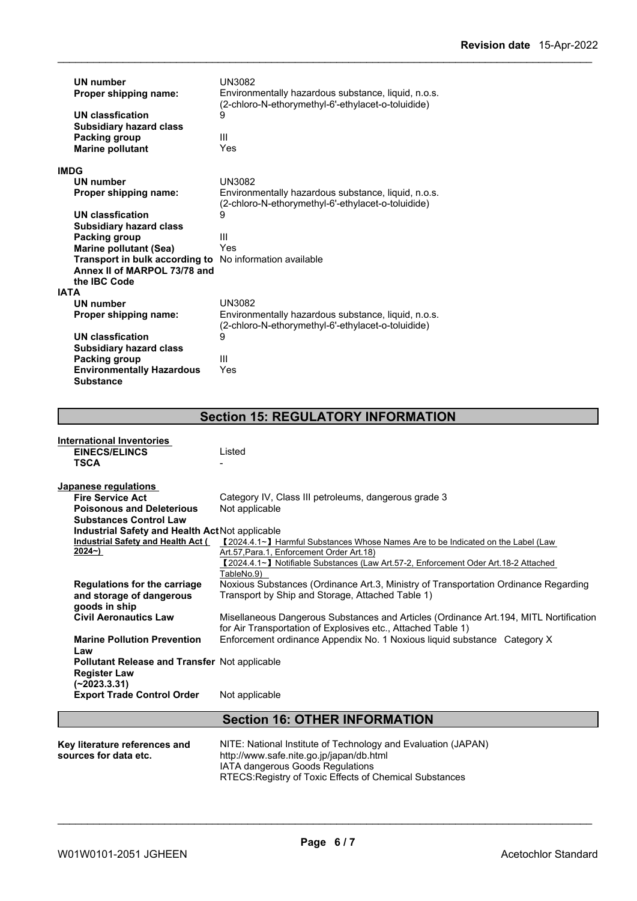| | |
|---|---|
| **UN number** | UN3082 |
| **Proper shipping name:** | Environmentally hazardous substance, liquid, n.o.s. (2-chloro-N-ethorymethyl-6'-ethylacet-o-toluidide) |
| **UN classfication** | 9 |
| **Subsidiary hazard class** | |
| **Packing group** | III |
| **Marine pollutant** | Yes |

**IMDG**

| | |
|---|---|
| **UN number** | UN3082 |
| **Proper shipping name:** | Environmentally hazardous substance, liquid, n.o.s. (2-chloro-N-ethorymethyl-6'-ethylacet-o-toluidide) |
| **UN classfication** | 9 |
| **Subsidiary hazard class** | |
| **Packing group** | III |
| **Marine pollutant (Sea)** | Yes |
| **Transport in bulk according to Annex II of MARPOL 73/78 and the IBC Code** | No information available |

**IATA**

| | |
|---|---|
| **UN number** | UN3082 |
| **Proper shipping name:** | Environmentally hazardous substance, liquid, n.o.s. (2-chloro-N-ethorymethyl-6'-ethylacet-o-toluidide) |
| **UN classfication** | 9 |
| **Subsidiary hazard class** | |
| **Packing group** | III |
| **Environmentally Hazardous Substance** | Yes |

## Section 15: REGULATORY INFORMATION

**International Inventories**

| | |
|---|---|
| **EINECS/ELINCS** | Listed |
| **TSCA** | - |

**Japanese regulations**

| | |
|---|---|
| **Fire Service Act** | Category IV, Class III petroleums, dangerous grade 3 |
| **Poisonous and Deleterious Substances Control Law** | Not applicable |
| **Industrial Safety and Health Act** | Not applicable |
| **Industrial Safety and Health Act ( 2024~)** | 【2024.4.1~】Harmful Substances Whose Names Are to be Indicated on the Label (Law Art.57,Para.1, Enforcement Order Art.18)<br>【2024.4.1~】Notifiable Substances (Law Art.57-2, Enforcement Oder Art.18-2 Attached TableNo.9) |
| **Regulations for the carriage and storage of dangerous goods in ship** | Noxious Substances (Ordinance Art.3, Ministry of Transportation Ordinance Regarding Transport by Ship and Storage, Attached Table 1) |
| **Civil Aeronautics Law** | Misellaneous Dangerous Substances and Articles (Ordinance Art.194, MITL Nortification for Air Transportation of Explosives etc., Attached Table 1) |
| **Marine Pollution Prevention Law** | Enforcement ordinance Appendix No. 1 Noxious liquid substance Category X |
| **Pollutant Release and Transfer Register Law (~2023.3.31)** | Not applicable |
| **Export Trade Control Order** | Not applicable |

## Section 16: OTHER INFORMATION

| | |
|---|---|
| **Key literature references and sources for data etc.** | NITE: National Institute of Technology and Evaluation (JAPAN)<br>http://www.safe.nite.go.jp/japan/db.html<br>IATA dangerous Goods Regulations<br>RTECS:Registry of Toxic Effects of Chemical Substances |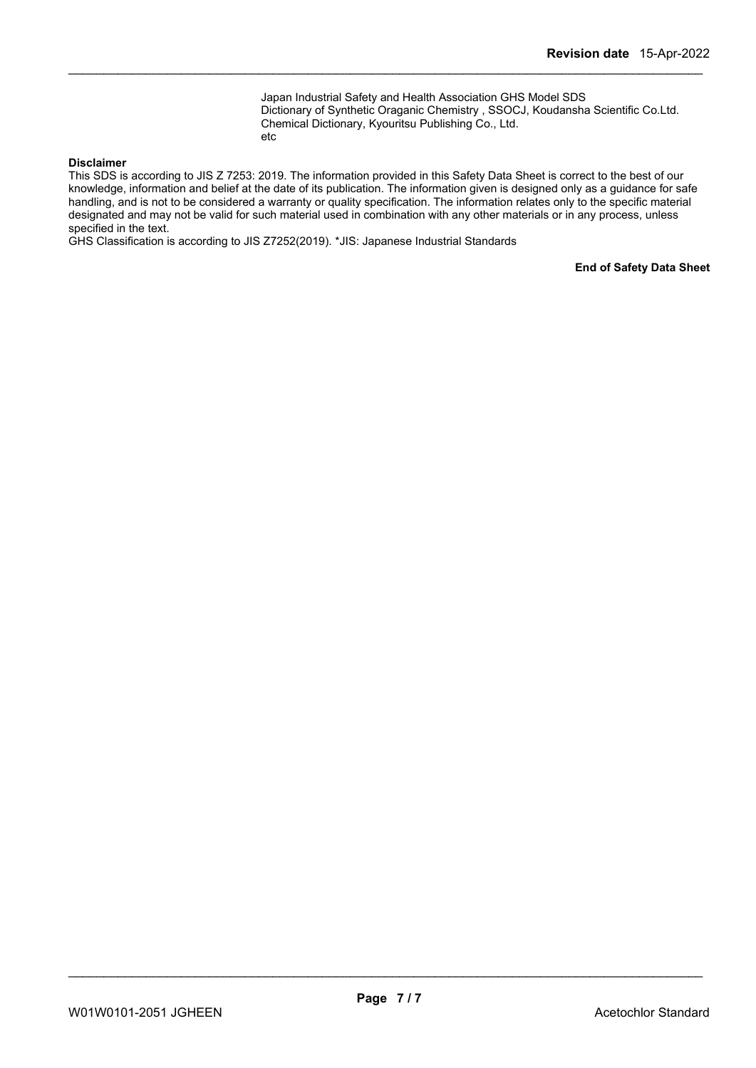Japan Industrial Safety and Health Association GHS Model SDS
Dictionary of Synthetic Oraganic Chemistry , SSOCJ, Koudansha Scientific Co.Ltd.
Chemical Dictionary, Kyouritsu Publishing Co., Ltd.
etc

**Disclaimer**

This SDS is according to JIS Z 7253: 2019. The information provided in this Safety Data Sheet is correct to the best of our knowledge, information and belief at the date of its publication. The information given is designed only as a guidance for safe handling, and is not to be considered a warranty or quality specification. The information relates only to the specific material designated and may not be valid for such material used in combination with any other materials or in any process, unless specified in the text.

GHS Classification is according to JIS Z7252(2019). *JIS: Japanese Industrial Standards

**End of Safety Data Sheet**